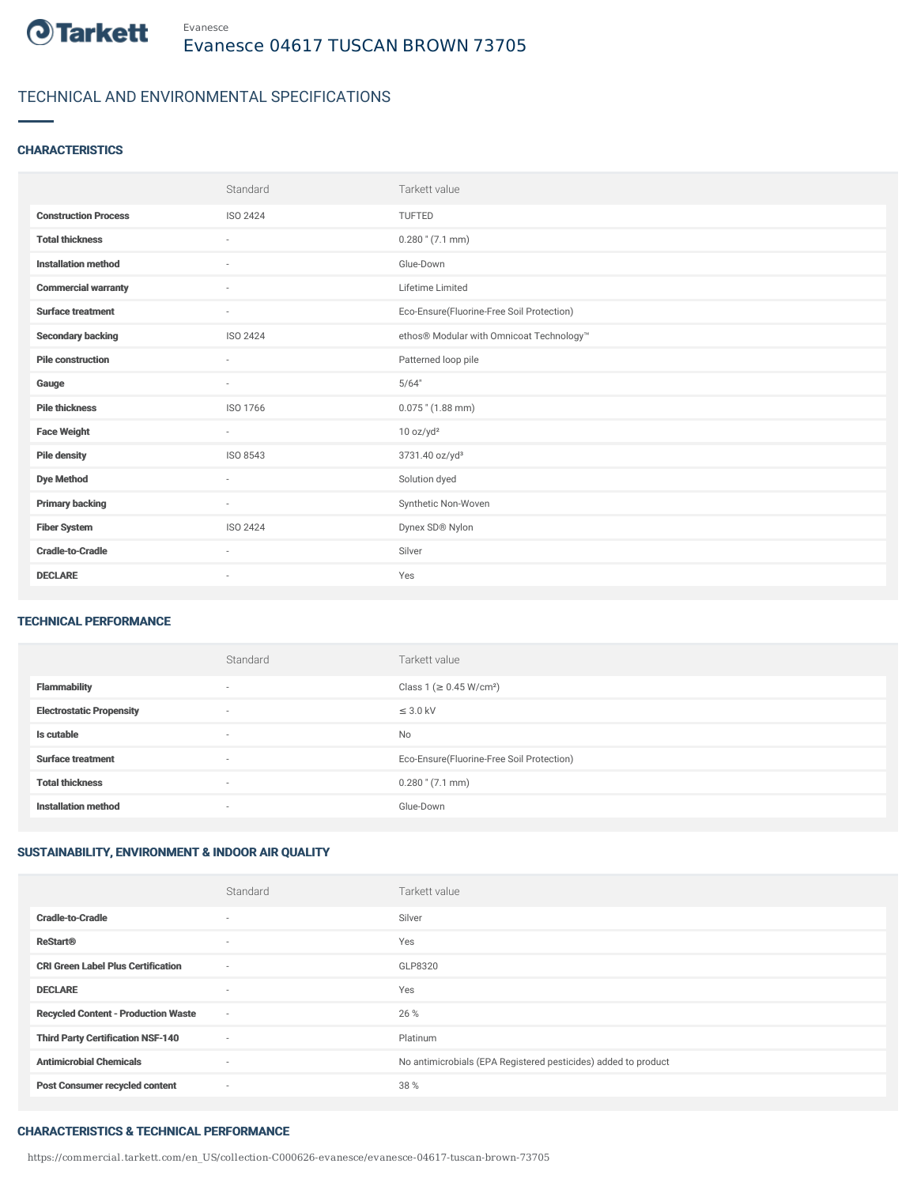Evanesce

# Evanesce 04617 TUSCAN BROWN 73705

## TECHNICAL AND ENVIRONMENTAL SPECIFICATIONS

### CHARACTERISTICS

| | Standard | Tarkett value |
|---|---|---|
| **Construction Process** | ISO 2424 | TUFTED |
| **Total thickness** | - | 0.280 " (7.1 mm) |
| **Installation method** | - | Glue-Down |
| **Commercial warranty** | - | Lifetime Limited |
| **Surface treatment** | - | Eco-Ensure(Fluorine-Free Soil Protection) |
| **Secondary backing** | ISO 2424 | ethos® Modular with Omnicoat Technology™ |
| **Pile construction** | - | Patterned loop pile |
| **Gauge** | - | 5/64" |
| **Pile thickness** | ISO 1766 | 0.075 " (1.88 mm) |
| **Face Weight** | - | 10 oz/yd² |
| **Pile density** | ISO 8543 | 3731.40 oz/yd³ |
| **Dye Method** | - | Solution dyed |
| **Primary backing** | - | Synthetic Non-Woven |
| **Fiber System** | ISO 2424 | Dynex SD® Nylon |
| **Cradle-to-Cradle** | - | Silver |
| **DECLARE** | - | Yes |

### TECHNICAL PERFORMANCE

| | Standard | Tarkett value |
|---|---|---|
| **Flammability** | - | Class 1 (≥ 0.45 W/cm²) |
| **Electrostatic Propensity** | - | ≤ 3.0 kV |
| **Is cutable** | - | No |
| **Surface treatment** | - | Eco-Ensure(Fluorine-Free Soil Protection) |
| **Total thickness** | - | 0.280 " (7.1 mm) |
| **Installation method** | - | Glue-Down |

### SUSTAINABILITY, ENVIRONMENT & INDOOR AIR QUALITY

| | Standard | Tarkett value |
|---|---|---|
| **Cradle-to-Cradle** | - | Silver |
| **ReStart®** | - | Yes |
| **CRI Green Label Plus Certification** | - | GLP8320 |
| **DECLARE** | - | Yes |
| **Recycled Content - Production Waste** | - | 26 % |
| **Third Party Certification NSF-140** | - | Platinum |
| **Antimicrobial Chemicals** | - | No antimicrobials (EPA Registered pesticides) added to product |
| **Post Consumer recycled content** | - | 38 % |

### CHARACTERISTICS & TECHNICAL PERFORMANCE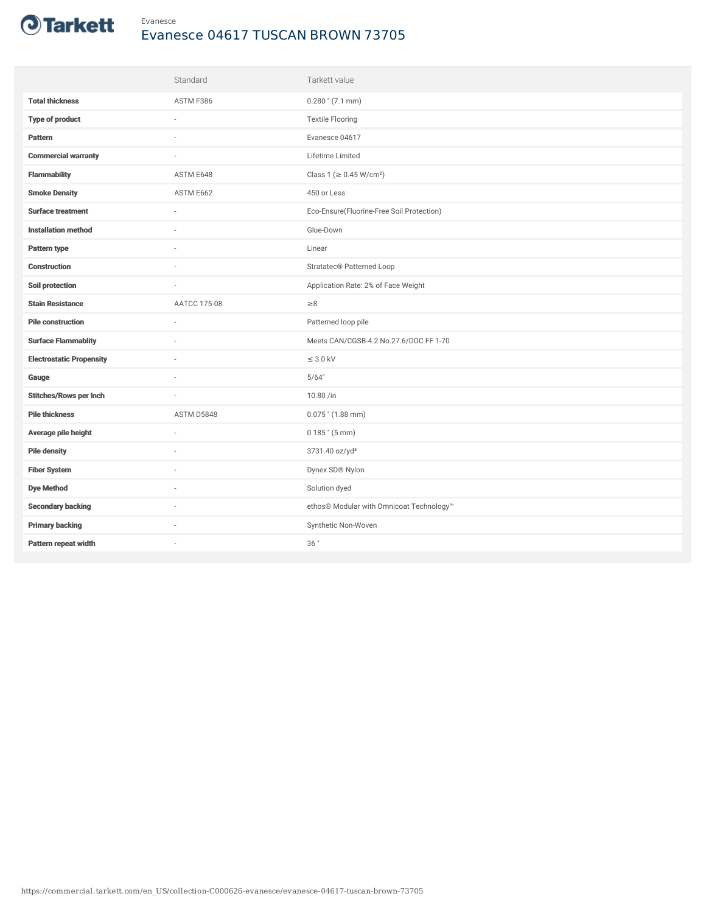Evanesce

# Evanesce 04617 TUSCAN BROWN 73705

| | Standard | Tarkett value |
|---|---|---|
| **Total thickness** | ASTM F386 | 0.280 " (7.1 mm) |
| **Type of product** | - | Textile Flooring |
| **Pattern** | - | Evanesce 04617 |
| **Commercial warranty** | - | Lifetime Limited |
| **Flammability** | ASTM E648 | Class 1 (≥ 0.45 W/cm²) |
| **Smoke Density** | ASTM E662 | 450 or Less |
| **Surface treatment** | - | Eco-Ensure(Fluorine-Free Soil Protection) |
| **Installation method** | - | Glue-Down |
| **Pattern type** | - | Linear |
| **Construction** | - | Stratatec® Patterned Loop |
| **Soil protection** | - | Application Rate: 2% of Face Weight |
| **Stain Resistance** | AATCC 175-08 | ≥8 |
| **Pile construction** | - | Patterned loop pile |
| **Surface Flammablity** | - | Meets CAN/CGSB-4.2 No.27.6/DOC FF 1-70 |
| **Electrostatic Propensity** | - | ≤ 3.0 kV |
| **Gauge** | - | 5/64" |
| **Stitches/Rows per Inch** | - | 10.80 /in |
| **Pile thickness** | ASTM D5848 | 0.075 " (1.88 mm) |
| **Average pile height** | - | 0.185 " (5 mm) |
| **Pile density** | - | 3731.40 oz/yd³ |
| **Fiber System** | - | Dynex SD® Nylon |
| **Dye Method** | - | Solution dyed |
| **Secondary backing** | - | ethos® Modular with Omnicoat Technology™ |
| **Primary backing** | - | Synthetic Non-Woven |
| **Pattern repeat width** | - | 36 " |